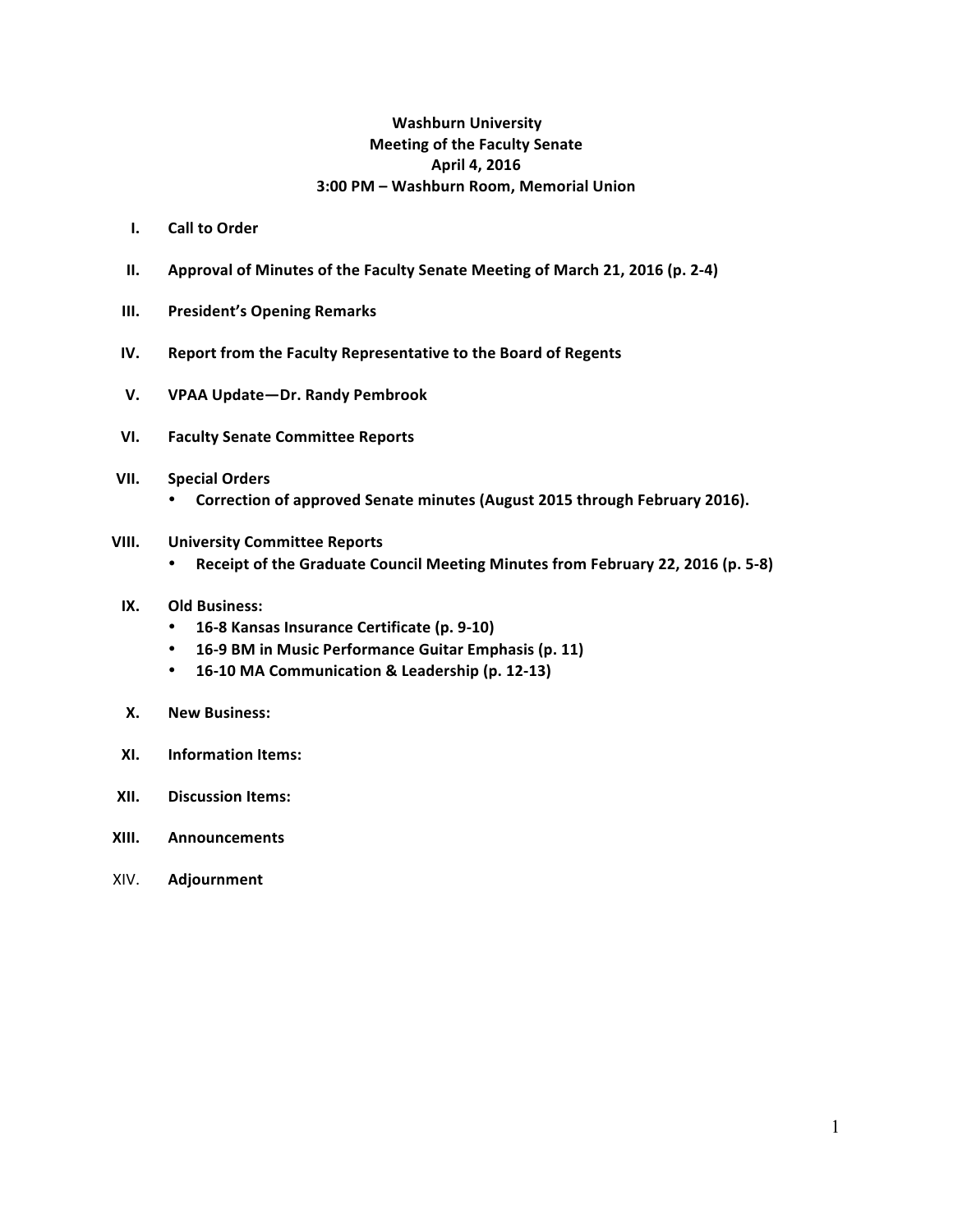**Washburn University**
**Meeting of the Faculty Senate**
**April 4, 2016**
**3:00 PM – Washburn Room, Memorial Union**

I. **Call to Order**

II. **Approval of Minutes of the Faculty Senate Meeting of March 21, 2016 (p. 2-4)**

III. **President's Opening Remarks**

IV. **Report from the Faculty Representative to the Board of Regents**

V. **VPAA Update—Dr. Randy Pembrook**

VI. **Faculty Senate Committee Reports**

VII. **Special Orders**
- **Correction of approved Senate minutes (August 2015 through February 2016).**

VIII. **University Committee Reports**
- **Receipt of the Graduate Council Meeting Minutes from February 22, 2016 (p. 5-8)**

IX. **Old Business:**
- **16-8 Kansas Insurance Certificate (p. 9-10)**
- **16-9 BM in Music Performance Guitar Emphasis (p. 11)**
- **16-10 MA Communication & Leadership (p. 12-13)**

X. **New Business:**

XI. **Information Items:**

XII. **Discussion Items:**

XIII. **Announcements**

XIV. **Adjournment**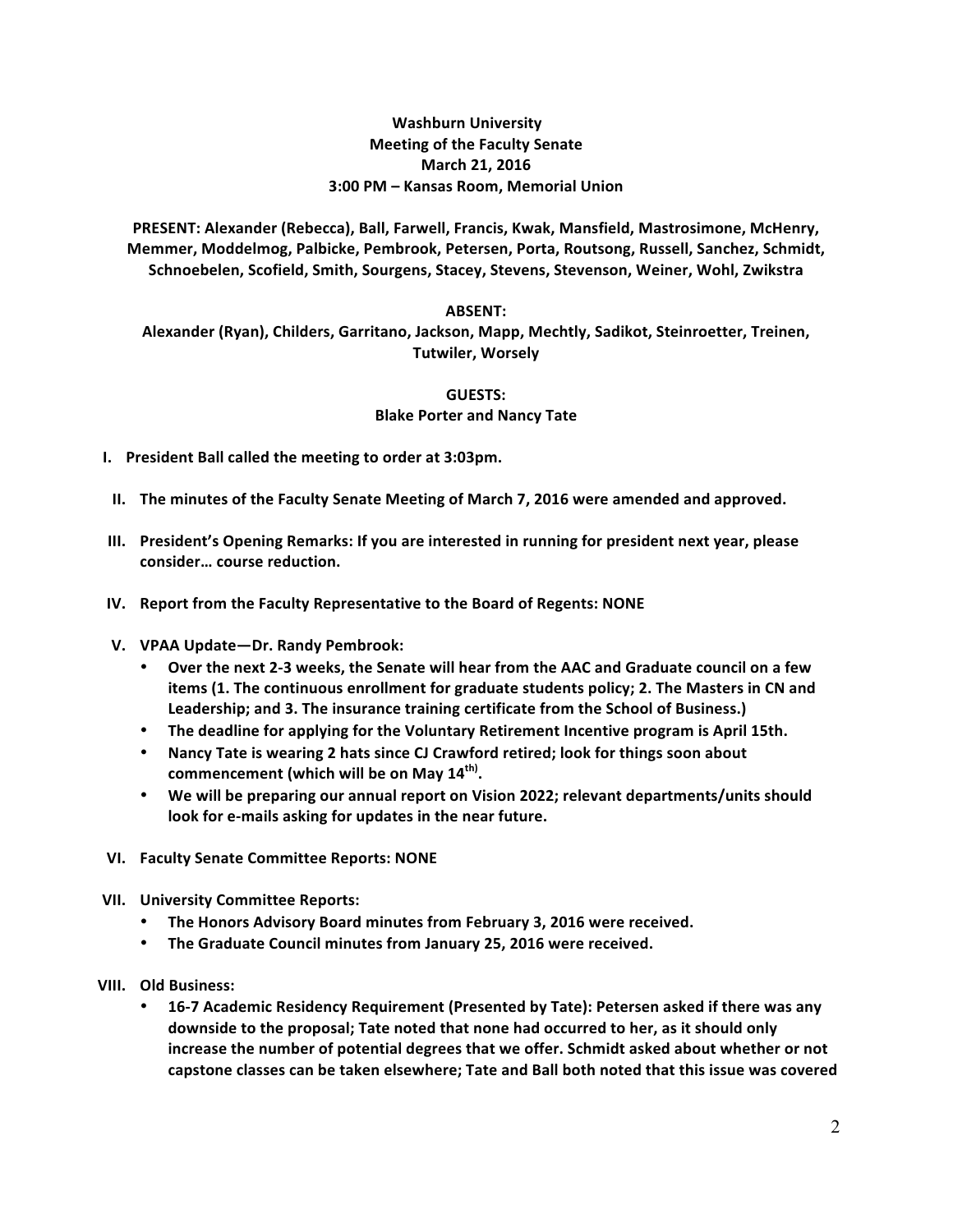**Washburn University**
**Meeting of the Faculty Senate**
**March 21, 2016**
**3:00 PM – Kansas Room, Memorial Union**

**PRESENT: Alexander (Rebecca), Ball, Farwell, Francis, Kwak, Mansfield, Mastrosimone, McHenry, Memmer, Moddelmog, Palbicke, Pembrook, Petersen, Porta, Routsong, Russell, Sanchez, Schmidt, Schnoebelen, Scofield, Smith, Sourgens, Stacey, Stevens, Stevenson, Weiner, Wohl, Zwikstra**

**ABSENT:**
**Alexander (Ryan), Childers, Garritano, Jackson, Mapp, Mechtly, Sadikot, Steinroetter, Treinen, Tutwiler, Worsely**

**GUESTS:**
**Blake Porter and Nancy Tate**

**I. President Ball called the meeting to order at 3:03pm.**

**II. The minutes of the Faculty Senate Meeting of March 7, 2016 were amended and approved.**

**III. President's Opening Remarks: If you are interested in running for president next year, please consider… course reduction.**

**IV. Report from the Faculty Representative to the Board of Regents: NONE**

**V. VPAA Update—Dr. Randy Pembrook:**

- **Over the next 2-3 weeks, the Senate will hear from the AAC and Graduate council on a few items (1. The continuous enrollment for graduate students policy; 2. The Masters in CN and Leadership; and 3. The insurance training certificate from the School of Business.)**
- **The deadline for applying for the Voluntary Retirement Incentive program is April 15th.**
- **Nancy Tate is wearing 2 hats since CJ Crawford retired; look for things soon about commencement (which will be on May 14th).**
- **We will be preparing our annual report on Vision 2022; relevant departments/units should look for e-mails asking for updates in the near future.**

**VI. Faculty Senate Committee Reports: NONE**

**VII. University Committee Reports:**

- **The Honors Advisory Board minutes from February 3, 2016 were received.**
- **The Graduate Council minutes from January 25, 2016 were received.**

**VIII. Old Business:**

- **16-7 Academic Residency Requirement (Presented by Tate): Petersen asked if there was any downside to the proposal; Tate noted that none had occurred to her, as it should only increase the number of potential degrees that we offer. Schmidt asked about whether or not capstone classes can be taken elsewhere; Tate and Ball both noted that this issue was covered**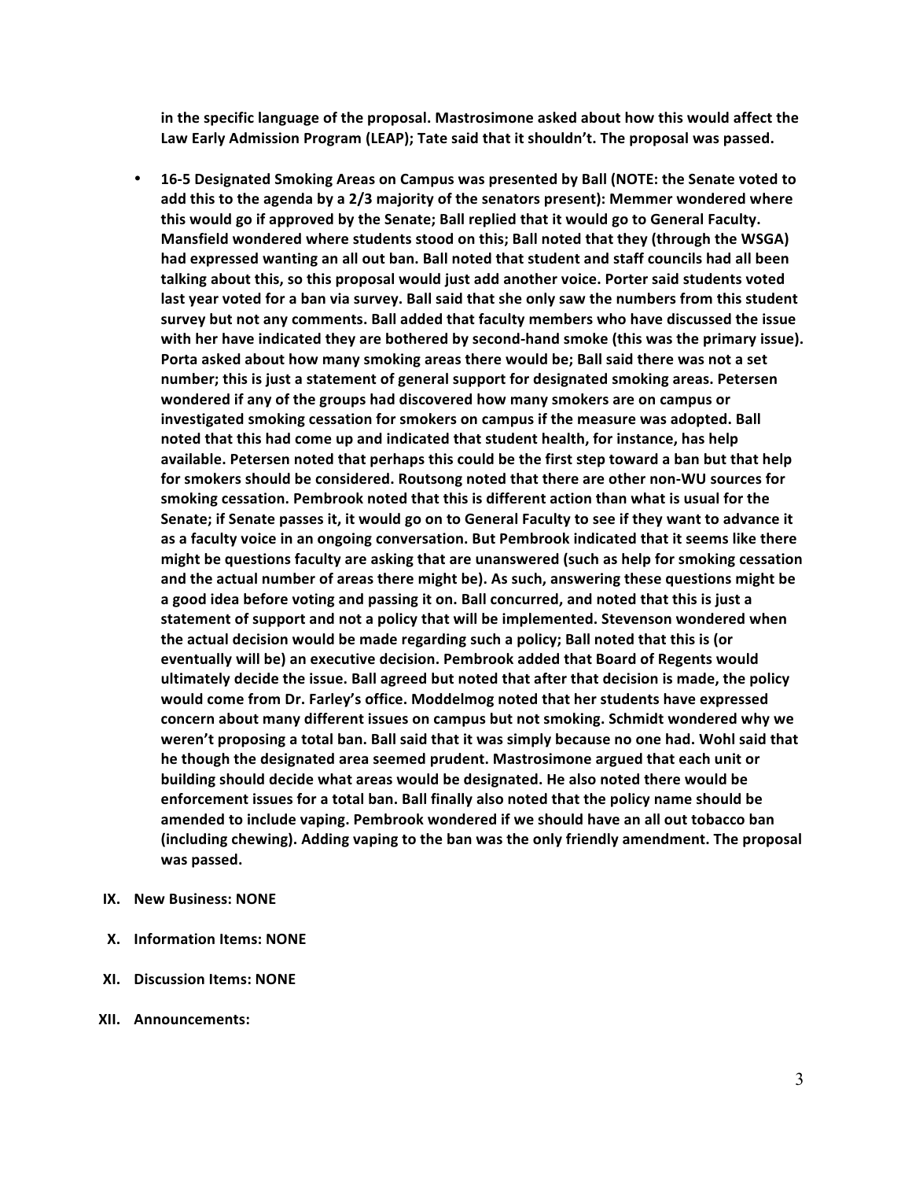**in the specific language of the proposal. Mastrosimone asked about how this would affect the Law Early Admission Program (LEAP); Tate said that it shouldn't. The proposal was passed.**

- **16-5 Designated Smoking Areas on Campus was presented by Ball (NOTE: the Senate voted to add this to the agenda by a 2/3 majority of the senators present): Memmer wondered where this would go if approved by the Senate; Ball replied that it would go to General Faculty. Mansfield wondered where students stood on this; Ball noted that they (through the WSGA) had expressed wanting an all out ban. Ball noted that student and staff councils had all been talking about this, so this proposal would just add another voice. Porter said students voted last year voted for a ban via survey. Ball said that she only saw the numbers from this student survey but not any comments. Ball added that faculty members who have discussed the issue with her have indicated they are bothered by second-hand smoke (this was the primary issue). Porta asked about how many smoking areas there would be; Ball said there was not a set number; this is just a statement of general support for designated smoking areas. Petersen wondered if any of the groups had discovered how many smokers are on campus or investigated smoking cessation for smokers on campus if the measure was adopted. Ball noted that this had come up and indicated that student health, for instance, has help available. Petersen noted that perhaps this could be the first step toward a ban but that help for smokers should be considered. Routsong noted that there are other non-WU sources for smoking cessation. Pembrook noted that this is different action than what is usual for the Senate; if Senate passes it, it would go on to General Faculty to see if they want to advance it as a faculty voice in an ongoing conversation. But Pembrook indicated that it seems like there might be questions faculty are asking that are unanswered (such as help for smoking cessation and the actual number of areas there might be). As such, answering these questions might be a good idea before voting and passing it on. Ball concurred, and noted that this is just a statement of support and not a policy that will be implemented. Stevenson wondered when the actual decision would be made regarding such a policy; Ball noted that this is (or eventually will be) an executive decision. Pembrook added that Board of Regents would ultimately decide the issue. Ball agreed but noted that after that decision is made, the policy would come from Dr. Farley's office. Moddelmog noted that her students have expressed concern about many different issues on campus but not smoking. Schmidt wondered why we weren't proposing a total ban. Ball said that it was simply because no one had. Wohl said that he though the designated area seemed prudent. Mastrosimone argued that each unit or building should decide what areas would be designated. He also noted there would be enforcement issues for a total ban. Ball finally also noted that the policy name should be amended to include vaping. Pembrook wondered if we should have an all out tobacco ban (including chewing). Adding vaping to the ban was the only friendly amendment. The proposal was passed.**

**IX. New Business: NONE**

**X. Information Items: NONE**

**XI. Discussion Items: NONE**

**XII. Announcements:**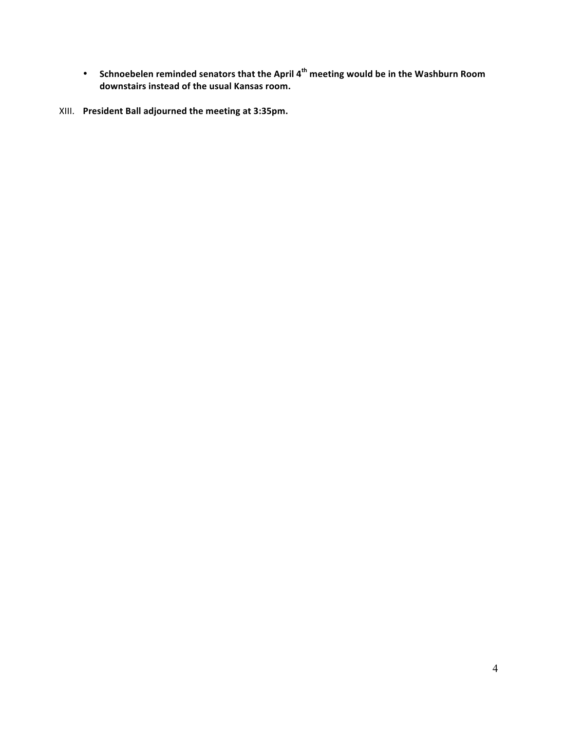- **Schnoebelen reminded senators that the April 4th meeting would be in the Washburn Room downstairs instead of the usual Kansas room.**

XIII. **President Ball adjourned the meeting at 3:35pm.**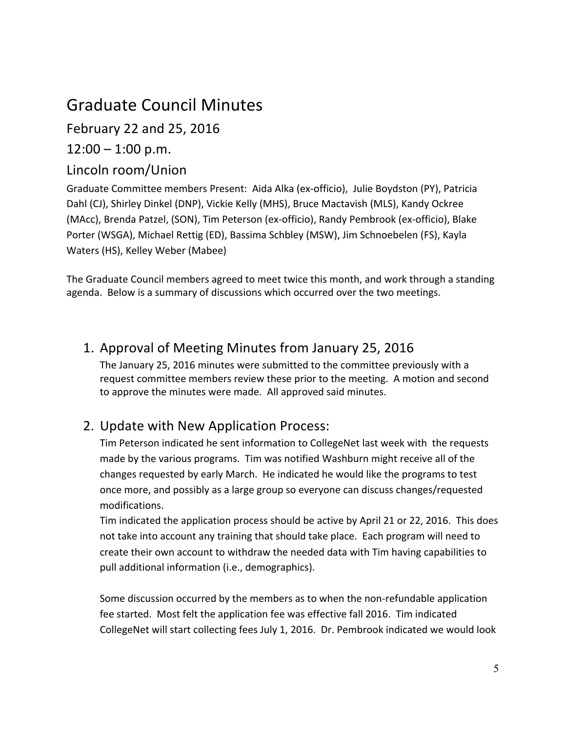# Graduate Council Minutes

## February 22 and 25, 2016

## 12:00 – 1:00 p.m.

## Lincoln room/Union

Graduate Committee members Present: Aida Alka (ex-officio), Julie Boydston (PY), Patricia Dahl (CJ), Shirley Dinkel (DNP), Vickie Kelly (MHS), Bruce Mactavish (MLS), Kandy Ockree (MAcc), Brenda Patzel, (SON), Tim Peterson (ex-officio), Randy Pembrook (ex-officio), Blake Porter (WSGA), Michael Rettig (ED), Bassima Schbley (MSW), Jim Schnoebelen (FS), Kayla Waters (HS), Kelley Weber (Mabee)

The Graduate Council members agreed to meet twice this month, and work through a standing agenda. Below is a summary of discussions which occurred over the two meetings.

1. Approval of Meeting Minutes from January 25, 2016

   The January 25, 2016 minutes were submitted to the committee previously with a request committee members review these prior to the meeting. A motion and second to approve the minutes were made. All approved said minutes.

2. Update with New Application Process:

   Tim Peterson indicated he sent information to CollegeNet last week with the requests made by the various programs. Tim was notified Washburn might receive all of the changes requested by early March. He indicated he would like the programs to test once more, and possibly as a large group so everyone can discuss changes/requested modifications.

   Tim indicated the application process should be active by April 21 or 22, 2016. This does not take into account any training that should take place. Each program will need to create their own account to withdraw the needed data with Tim having capabilities to pull additional information (i.e., demographics).

   Some discussion occurred by the members as to when the non-refundable application fee started. Most felt the application fee was effective fall 2016. Tim indicated CollegeNet will start collecting fees July 1, 2016. Dr. Pembrook indicated we would look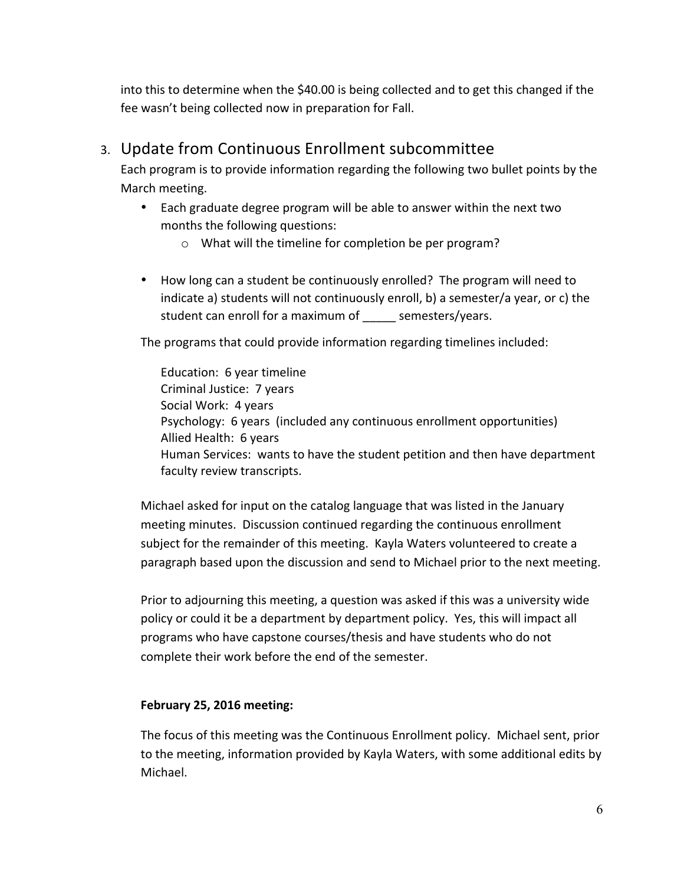into this to determine when the $40.00 is being collected and to get this changed if the fee wasn't being collected now in preparation for Fall.

3. Update from Continuous Enrollment subcommittee

Each program is to provide information regarding the following two bullet points by the March meeting.

- Each graduate degree program will be able to answer within the next two months the following questions:
  - What will the timeline for completion be per program?

- How long can a student be continuously enrolled? The program will need to indicate a) students will not continuously enroll, b) a semester/a year, or c) the student can enroll for a maximum of _____ semesters/years.

The programs that could provide information regarding timelines included:

Education: 6 year timeline
Criminal Justice: 7 years
Social Work: 4 years
Psychology: 6 years (included any continuous enrollment opportunities)
Allied Health: 6 years
Human Services: wants to have the student petition and then have department faculty review transcripts.

Michael asked for input on the catalog language that was listed in the January meeting minutes. Discussion continued regarding the continuous enrollment subject for the remainder of this meeting. Kayla Waters volunteered to create a paragraph based upon the discussion and send to Michael prior to the next meeting.

Prior to adjourning this meeting, a question was asked if this was a university wide policy or could it be a department by department policy. Yes, this will impact all programs who have capstone courses/thesis and have students who do not complete their work before the end of the semester.

**February 25, 2016 meeting:**

The focus of this meeting was the Continuous Enrollment policy. Michael sent, prior to the meeting, information provided by Kayla Waters, with some additional edits by Michael.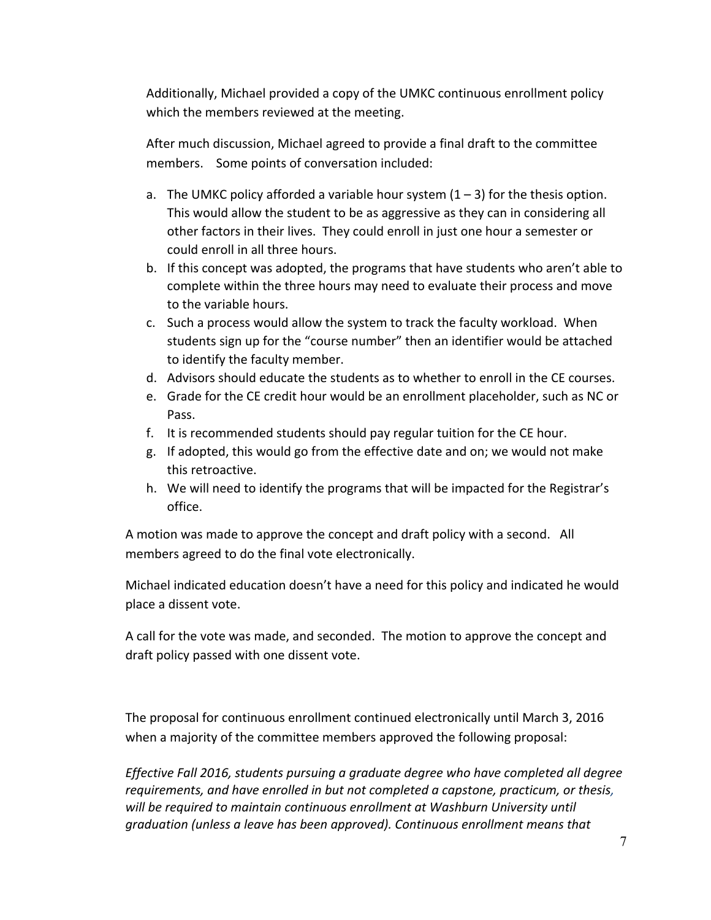Additionally, Michael provided a copy of the UMKC continuous enrollment policy which the members reviewed at the meeting.

After much discussion, Michael agreed to provide a final draft to the committee members. Some points of conversation included:

a. The UMKC policy afforded a variable hour system (1 – 3) for the thesis option. This would allow the student to be as aggressive as they can in considering all other factors in their lives. They could enroll in just one hour a semester or could enroll in all three hours.
b. If this concept was adopted, the programs that have students who aren't able to complete within the three hours may need to evaluate their process and move to the variable hours.
c. Such a process would allow the system to track the faculty workload. When students sign up for the "course number" then an identifier would be attached to identify the faculty member.
d. Advisors should educate the students as to whether to enroll in the CE courses.
e. Grade for the CE credit hour would be an enrollment placeholder, such as NC or Pass.
f. It is recommended students should pay regular tuition for the CE hour.
g. If adopted, this would go from the effective date and on; we would not make this retroactive.
h. We will need to identify the programs that will be impacted for the Registrar's office.

A motion was made to approve the concept and draft policy with a second. All members agreed to do the final vote electronically.

Michael indicated education doesn't have a need for this policy and indicated he would place a dissent vote.

A call for the vote was made, and seconded. The motion to approve the concept and draft policy passed with one dissent vote.

The proposal for continuous enrollment continued electronically until March 3, 2016 when a majority of the committee members approved the following proposal:

*Effective Fall 2016, students pursuing a graduate degree who have completed all degree requirements, and have enrolled in but not completed a capstone, practicum, or thesis, will be required to maintain continuous enrollment at Washburn University until graduation (unless a leave has been approved). Continuous enrollment means that*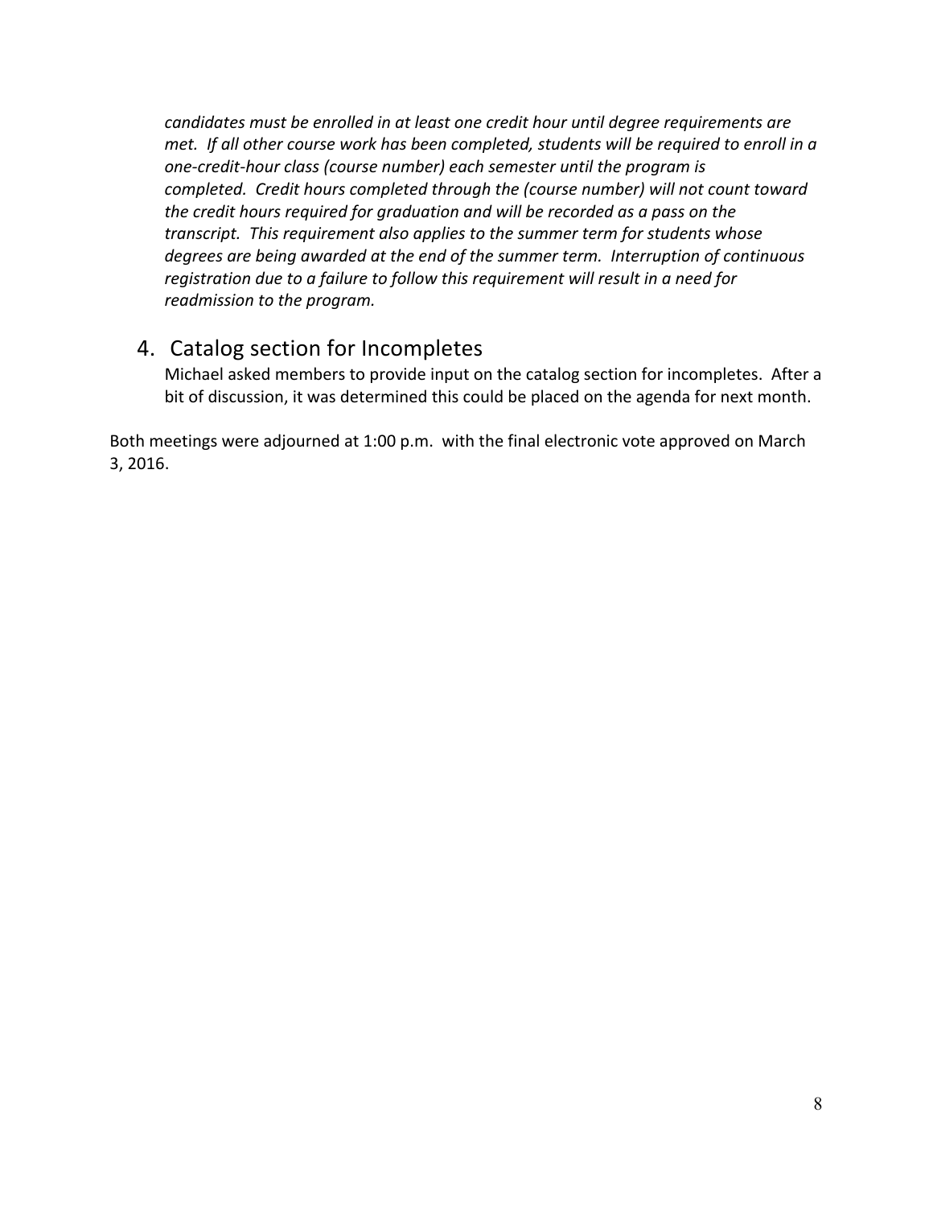*candidates must be enrolled in at least one credit hour until degree requirements are met. If all other course work has been completed, students will be required to enroll in a one-credit-hour class (course number) each semester until the program is completed. Credit hours completed through the (course number) will not count toward the credit hours required for graduation and will be recorded as a pass on the transcript. This requirement also applies to the summer term for students whose degrees are being awarded at the end of the summer term. Interruption of continuous registration due to a failure to follow this requirement will result in a need for readmission to the program.*

## 4. Catalog section for Incompletes

Michael asked members to provide input on the catalog section for incompletes. After a bit of discussion, it was determined this could be placed on the agenda for next month.

Both meetings were adjourned at 1:00 p.m. with the final electronic vote approved on March 3, 2016.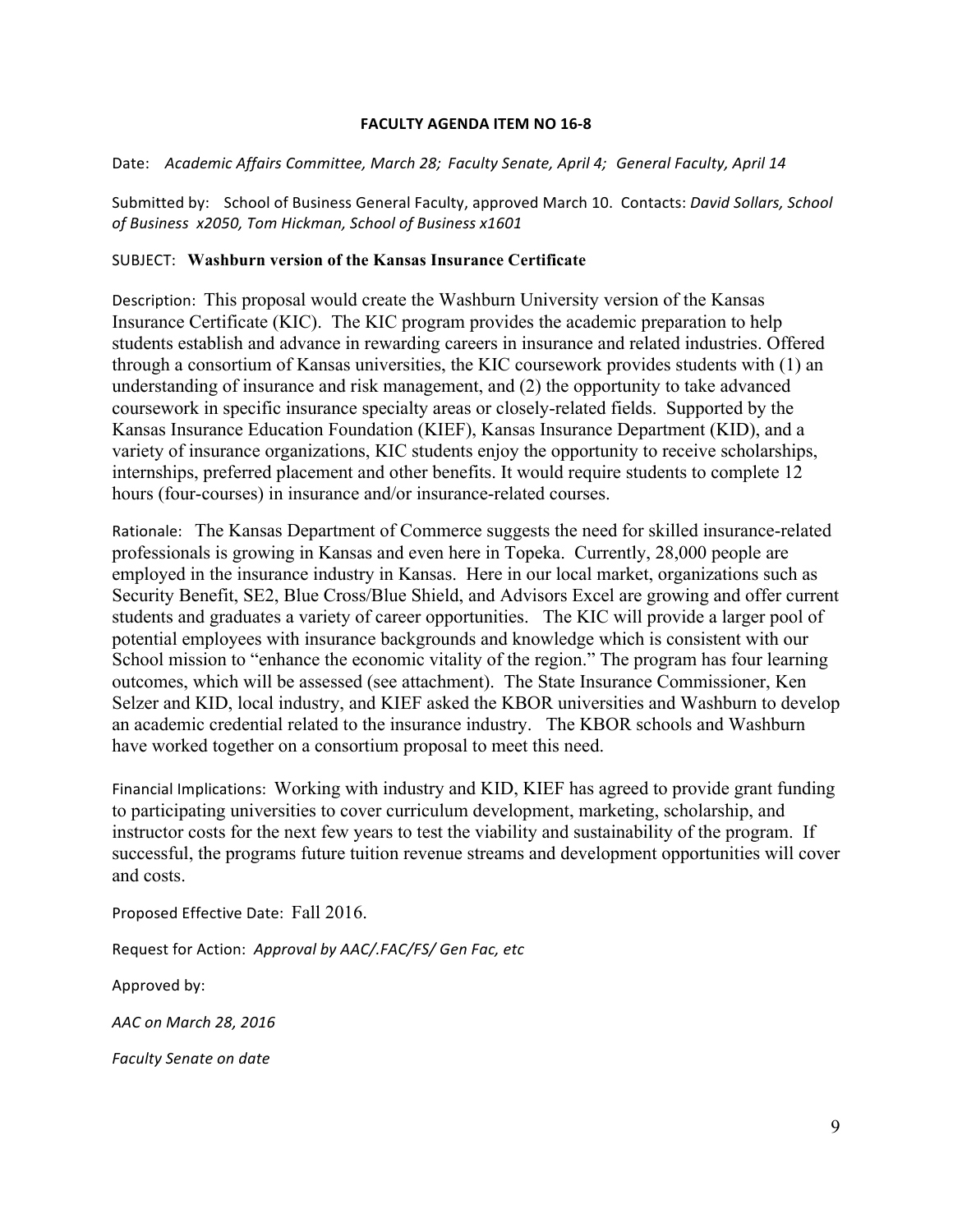**FACULTY AGENDA ITEM NO 16-8**

Date: *Academic Affairs Committee, March 28; Faculty Senate, April 4; General Faculty, April 14*

Submitted by: School of Business General Faculty, approved March 10. Contacts: *David Sollars, School of Business x2050, Tom Hickman, School of Business x1601*

SUBJECT: **Washburn version of the Kansas Insurance Certificate**

Description: This proposal would create the Washburn University version of the Kansas Insurance Certificate (KIC). The KIC program provides the academic preparation to help students establish and advance in rewarding careers in insurance and related industries. Offered through a consortium of Kansas universities, the KIC coursework provides students with (1) an understanding of insurance and risk management, and (2) the opportunity to take advanced coursework in specific insurance specialty areas or closely-related fields. Supported by the Kansas Insurance Education Foundation (KIEF), Kansas Insurance Department (KID), and a variety of insurance organizations, KIC students enjoy the opportunity to receive scholarships, internships, preferred placement and other benefits. It would require students to complete 12 hours (four-courses) in insurance and/or insurance-related courses.

Rationale: The Kansas Department of Commerce suggests the need for skilled insurance-related professionals is growing in Kansas and even here in Topeka. Currently, 28,000 people are employed in the insurance industry in Kansas. Here in our local market, organizations such as Security Benefit, SE2, Blue Cross/Blue Shield, and Advisors Excel are growing and offer current students and graduates a variety of career opportunities. The KIC will provide a larger pool of potential employees with insurance backgrounds and knowledge which is consistent with our School mission to "enhance the economic vitality of the region." The program has four learning outcomes, which will be assessed (see attachment). The State Insurance Commissioner, Ken Selzer and KID, local industry, and KIEF asked the KBOR universities and Washburn to develop an academic credential related to the insurance industry. The KBOR schools and Washburn have worked together on a consortium proposal to meet this need.

Financial Implications: Working with industry and KID, KIEF has agreed to provide grant funding to participating universities to cover curriculum development, marketing, scholarship, and instructor costs for the next few years to test the viability and sustainability of the program. If successful, the programs future tuition revenue streams and development opportunities will cover and costs.

Proposed Effective Date: Fall 2016.

Request for Action: *Approval by AAC/.FAC/FS/ Gen Fac, etc*

Approved by:

*AAC on March 28, 2016*

*Faculty Senate on date*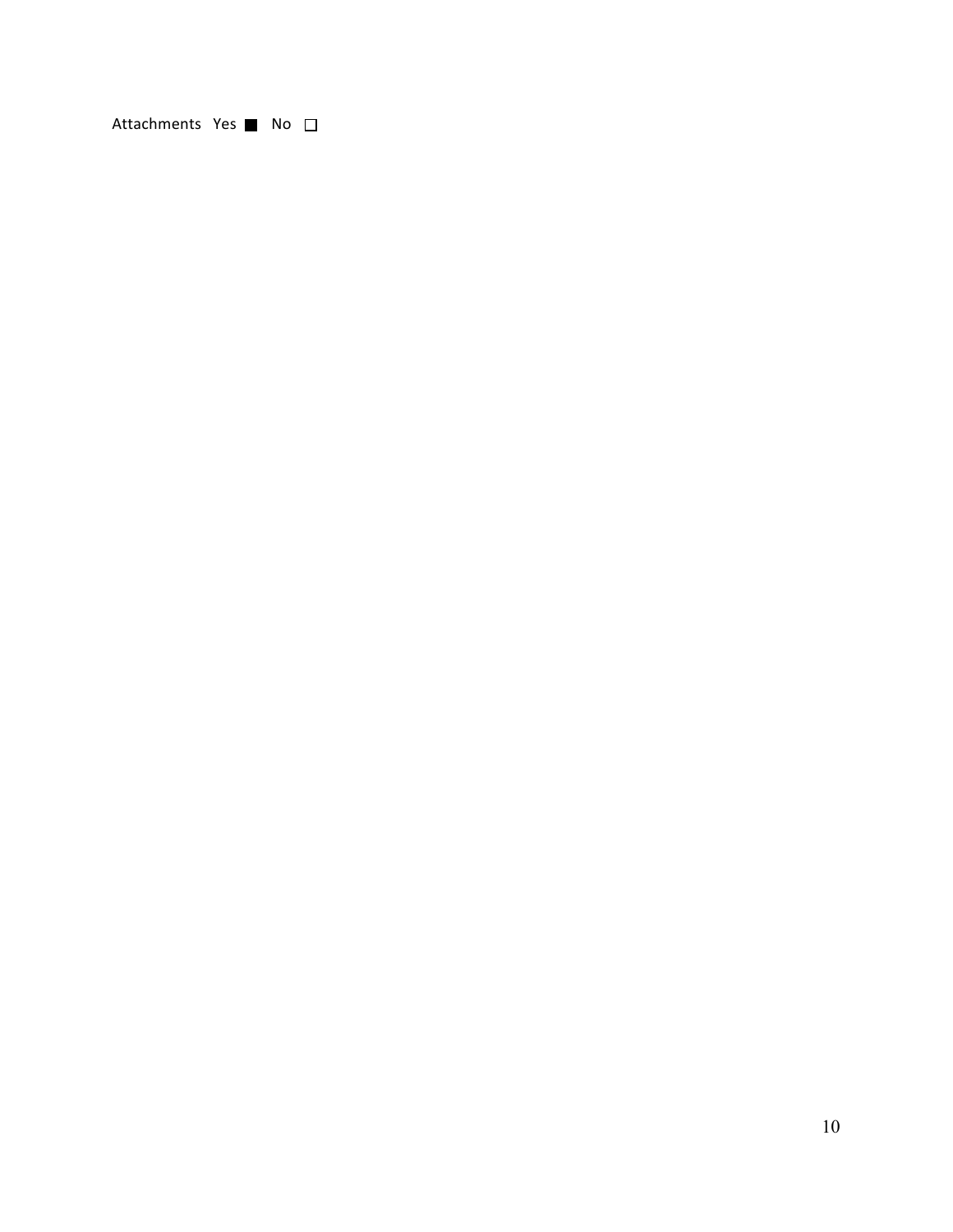Attachments Yes ■ No ☐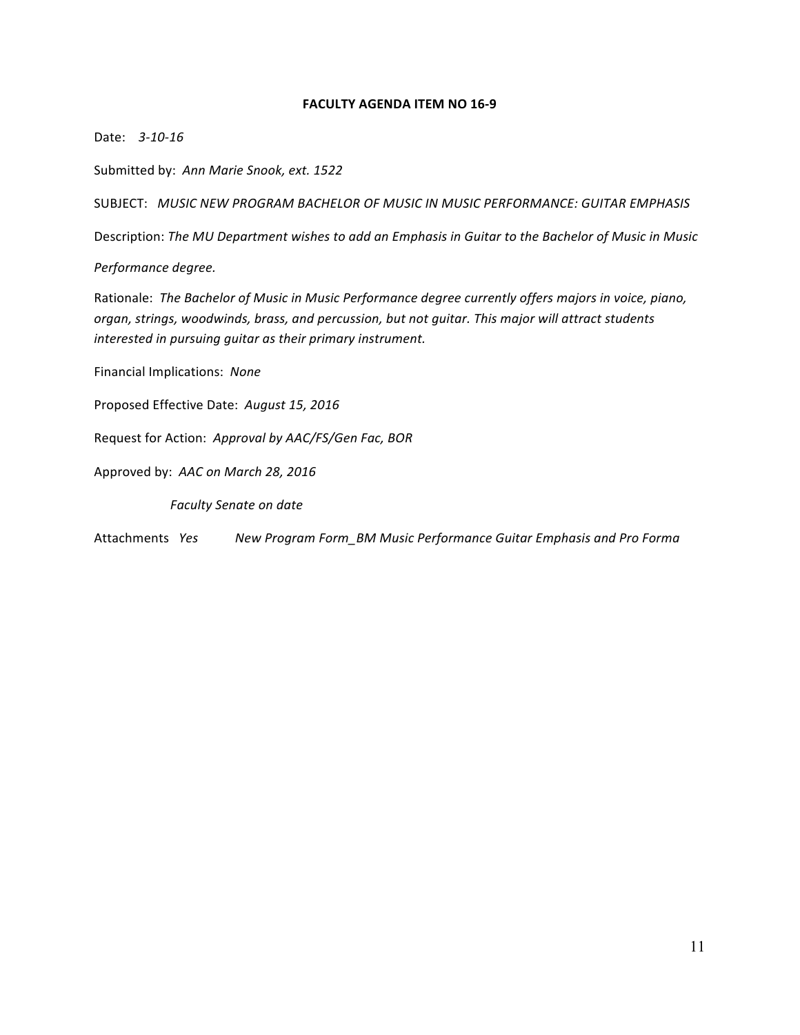**FACULTY AGENDA ITEM NO 16-9**

Date: *3-10-16*

Submitted by: *Ann Marie Snook, ext. 1522*

SUBJECT: *MUSIC NEW PROGRAM BACHELOR OF MUSIC IN MUSIC PERFORMANCE: GUITAR EMPHASIS*

Description: *The MU Department wishes to add an Emphasis in Guitar to the Bachelor of Music in Music Performance degree.*

Rationale: *The Bachelor of Music in Music Performance degree currently offers majors in voice, piano, organ, strings, woodwinds, brass, and percussion, but not guitar. This major will attract students interested in pursuing guitar as their primary instrument.*

Financial Implications: *None*

Proposed Effective Date: *August 15, 2016*

Request for Action: *Approval by AAC/FS/Gen Fac, BOR*

Approved by: *AAC on March 28, 2016*

*Faculty Senate on date*

Attachments *Yes* *New Program Form_BM Music Performance Guitar Emphasis and Pro Forma*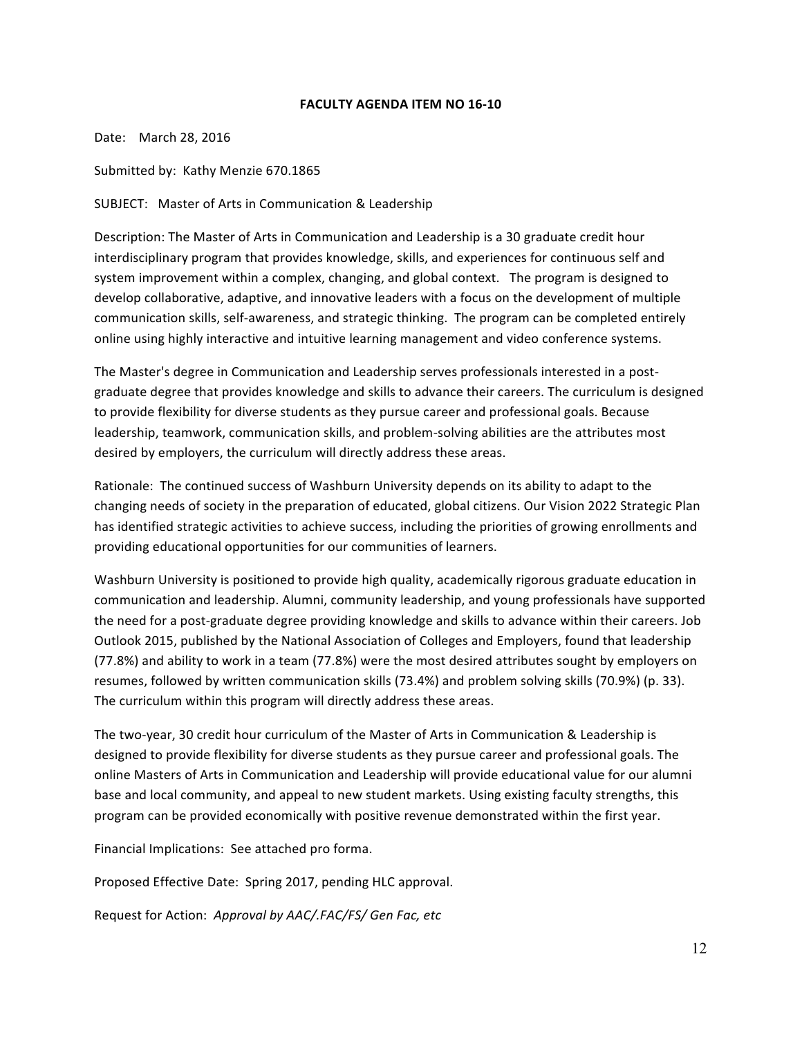**FACULTY AGENDA ITEM NO 16-10**

Date: March 28, 2016

Submitted by: Kathy Menzie 670.1865

SUBJECT: Master of Arts in Communication & Leadership

Description: The Master of Arts in Communication and Leadership is a 30 graduate credit hour interdisciplinary program that provides knowledge, skills, and experiences for continuous self and system improvement within a complex, changing, and global context. The program is designed to develop collaborative, adaptive, and innovative leaders with a focus on the development of multiple communication skills, self-awareness, and strategic thinking. The program can be completed entirely online using highly interactive and intuitive learning management and video conference systems.

The Master's degree in Communication and Leadership serves professionals interested in a post-graduate degree that provides knowledge and skills to advance their careers. The curriculum is designed to provide flexibility for diverse students as they pursue career and professional goals. Because leadership, teamwork, communication skills, and problem-solving abilities are the attributes most desired by employers, the curriculum will directly address these areas.

Rationale: The continued success of Washburn University depends on its ability to adapt to the changing needs of society in the preparation of educated, global citizens. Our Vision 2022 Strategic Plan has identified strategic activities to achieve success, including the priorities of growing enrollments and providing educational opportunities for our communities of learners.

Washburn University is positioned to provide high quality, academically rigorous graduate education in communication and leadership. Alumni, community leadership, and young professionals have supported the need for a post-graduate degree providing knowledge and skills to advance within their careers. Job Outlook 2015, published by the National Association of Colleges and Employers, found that leadership (77.8%) and ability to work in a team (77.8%) were the most desired attributes sought by employers on resumes, followed by written communication skills (73.4%) and problem solving skills (70.9%) (p. 33). The curriculum within this program will directly address these areas.

The two-year, 30 credit hour curriculum of the Master of Arts in Communication & Leadership is designed to provide flexibility for diverse students as they pursue career and professional goals. The online Masters of Arts in Communication and Leadership will provide educational value for our alumni base and local community, and appeal to new student markets. Using existing faculty strengths, this program can be provided economically with positive revenue demonstrated within the first year.

Financial Implications: See attached pro forma.

Proposed Effective Date: Spring 2017, pending HLC approval.

Request for Action: *Approval by AAC/.FAC/FS/ Gen Fac, etc*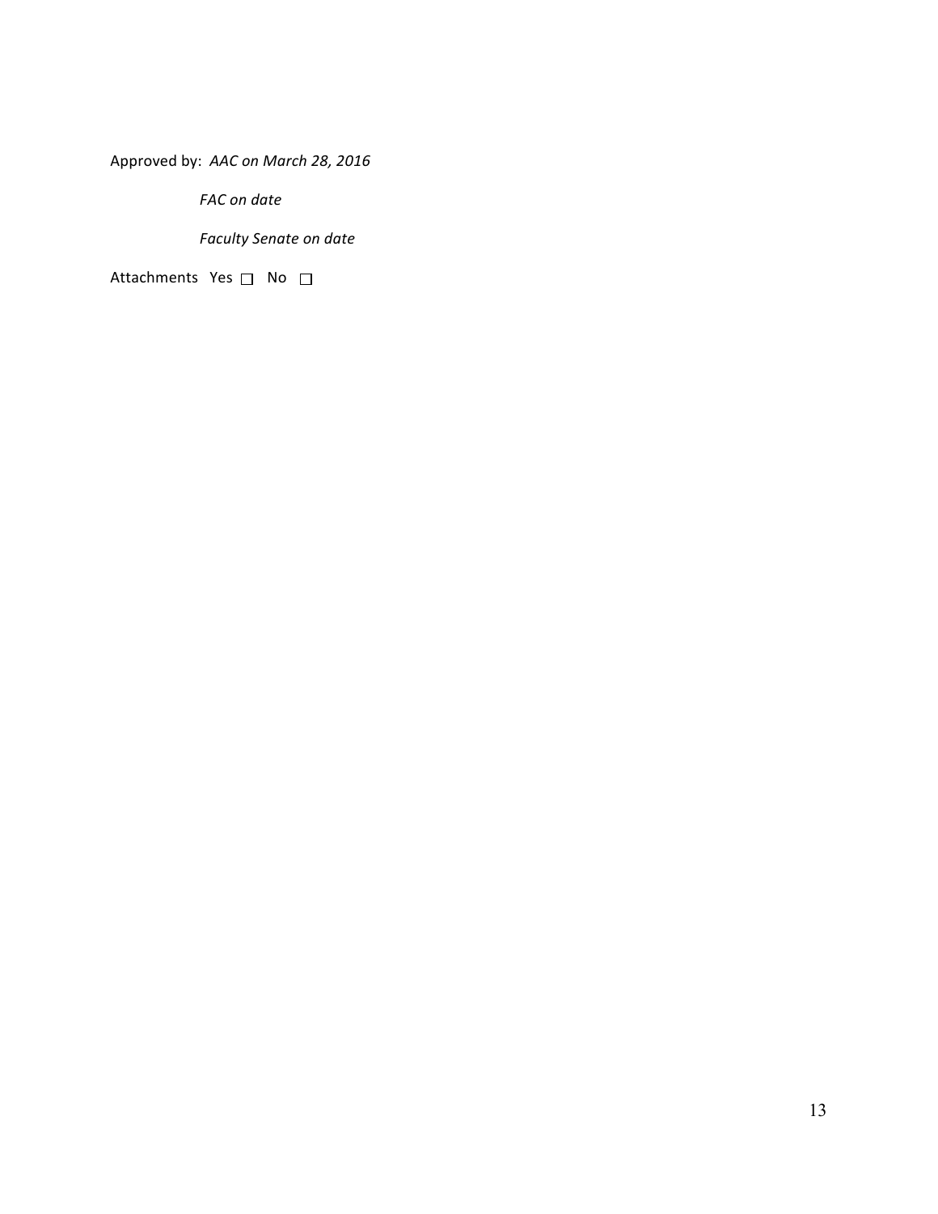Approved by: *AAC on March 28, 2016*

*FAC on date*

*Faculty Senate on date*

Attachments Yes ☐ No ☐